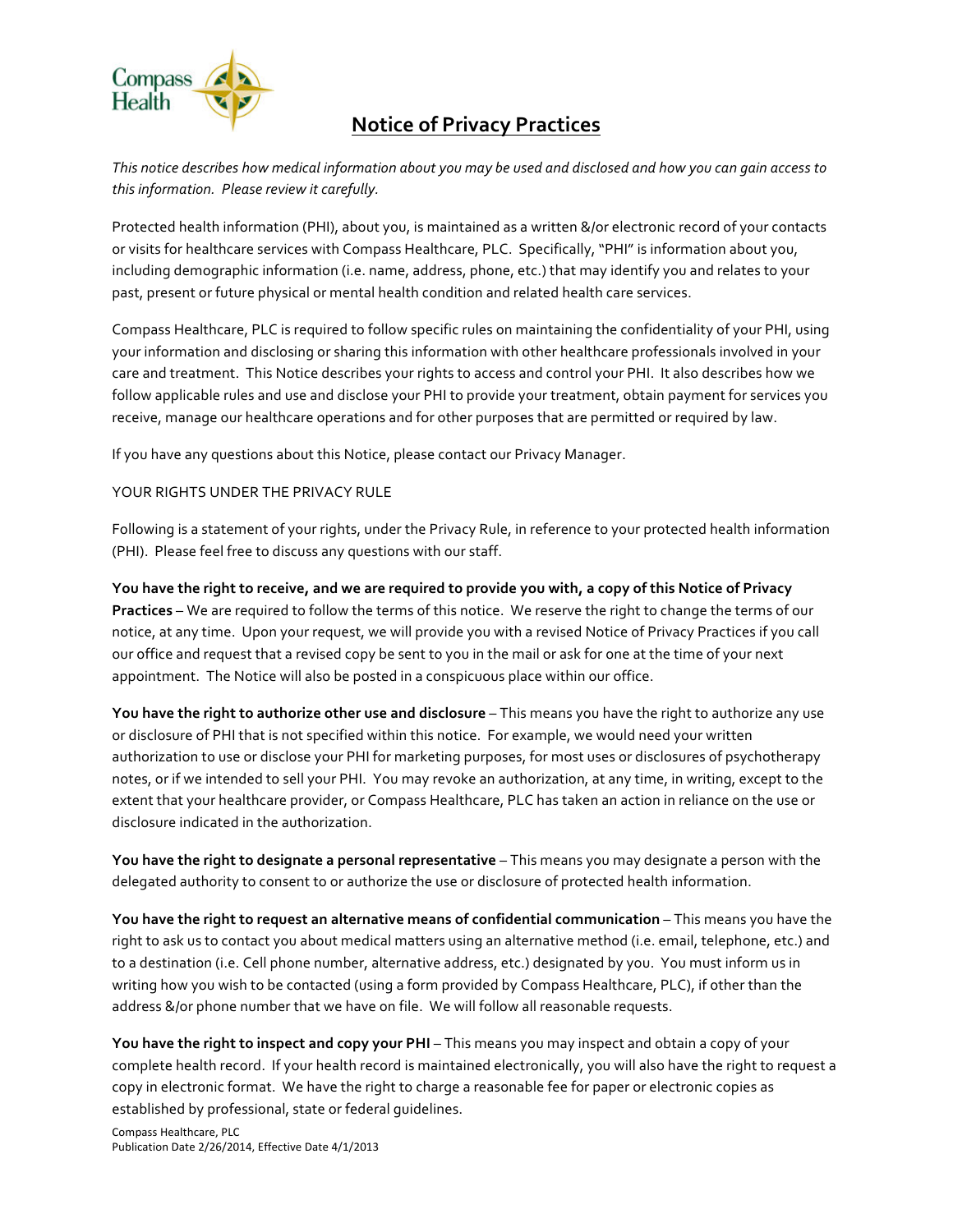# Notice of Privacy Practices

*This notice describes how medical information about you may be used and disclosed and how you can gain access to this information. Please review it carefully.*

Protected health information (PHI), about you, is maintained as a written &/or electronic record of your contacts or visits for healthcare services with Compass Healthcare, PLC. Specifically, "PHI" is information about you, including demographic information (i.e. name, address, phone, etc.) that may identify you and relates to your past, present or future physical or mental health condition and related health care services.

Compass Healthcare, PLC is required to follow specific rules on maintaining the confidentiality of your PHI, using your information and disclosing or sharing this information with other healthcare professionals involved in your care and treatment. This Notice describes your rights to access and control your PHI. It also describes how we follow applicable rules and use and disclose your PHI to provide your treatment, obtain payment for services you receive, manage our healthcare operations and for other purposes that are permitted or required by law.

If you have any questions about this Notice, please contact our Privacy Manager.

YOUR RIGHTS UNDER THE PRIVACY RULE

Following is a statement of your rights, under the Privacy Rule, in reference to your protected health information (PHI). Please feel free to discuss any questions with our staff.

**You have the right to receive, and we are required to provide you with, a copy of this Notice of Privacy Practices** – We are required to follow the terms of this notice. We reserve the right to change the terms of our notice, at any time. Upon your request, we will provide you with a revised Notice of Privacy Practices if you call our office and request that a revised copy be sent to you in the mail or ask for one at the time of your next appointment. The Notice will also be posted in a conspicuous place within our office.

**You have the right to authorize other use and disclosure** – This means you have the right to authorize any use or disclosure of PHI that is not specified within this notice. For example, we would need your written authorization to use or disclose your PHI for marketing purposes, for most uses or disclosures of psychotherapy notes, or if we intended to sell your PHI. You may revoke an authorization, at any time, in writing, except to the extent that your healthcare provider, or Compass Healthcare, PLC has taken an action in reliance on the use or disclosure indicated in the authorization.

**You have the right to designate a personal representative** – This means you may designate a person with the delegated authority to consent to or authorize the use or disclosure of protected health information.

**You have the right to request an alternative means of confidential communication** – This means you have the right to ask us to contact you about medical matters using an alternative method (i.e. email, telephone, etc.) and to a destination (i.e. Cell phone number, alternative address, etc.) designated by you. You must inform us in writing how you wish to be contacted (using a form provided by Compass Healthcare, PLC), if other than the address &/or phone number that we have on file. We will follow all reasonable requests.

**You have the right to inspect and copy your PHI** – This means you may inspect and obtain a copy of your complete health record. If your health record is maintained electronically, you will also have the right to request a copy in electronic format. We have the right to charge a reasonable fee for paper or electronic copies as established by professional, state or federal guidelines.

Compass Healthcare, PLC
Publication Date 2/26/2014, Effective Date 4/1/2013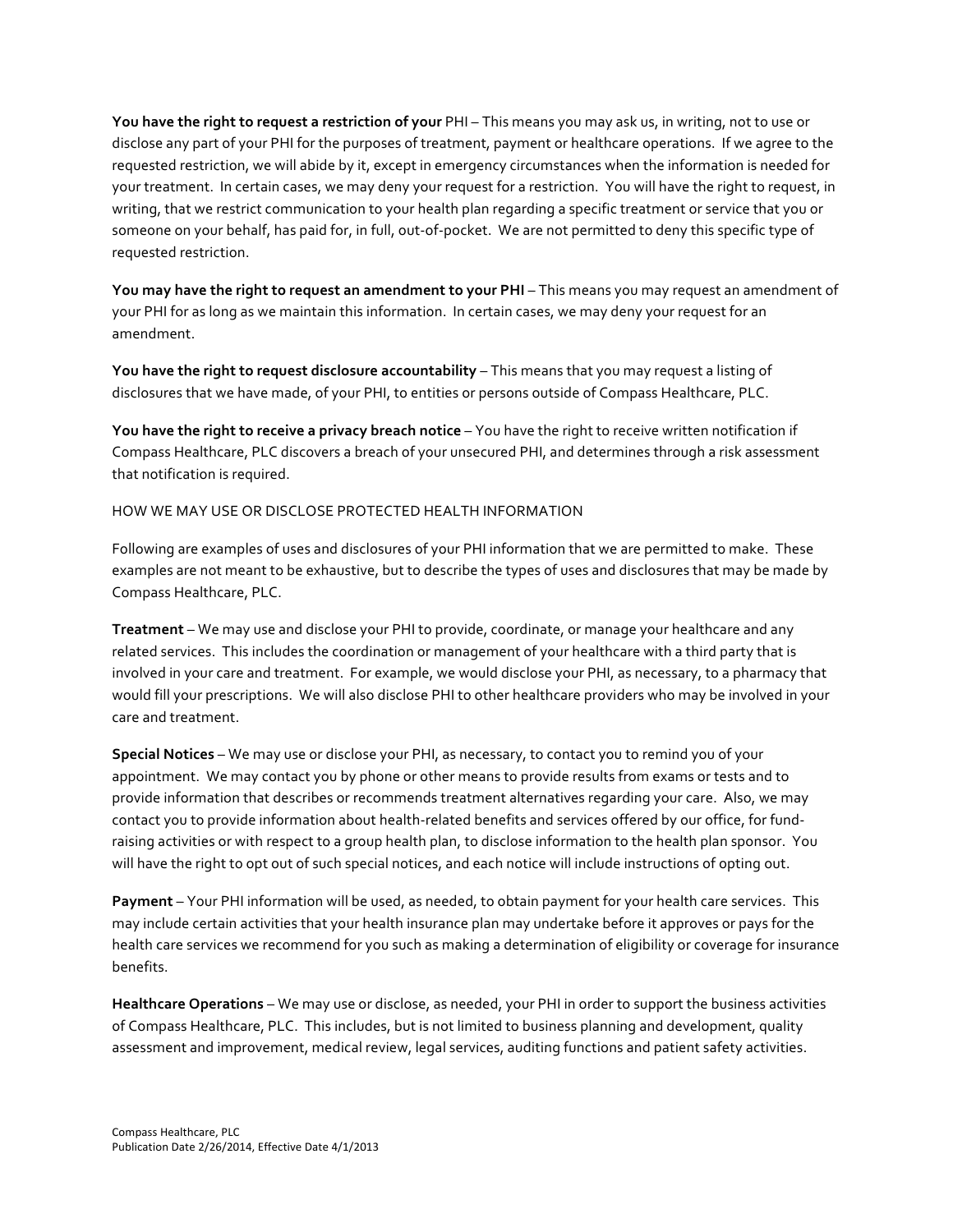**You have the right to request a restriction of your** PHI – This means you may ask us, in writing, not to use or disclose any part of your PHI for the purposes of treatment, payment or healthcare operations. If we agree to the requested restriction, we will abide by it, except in emergency circumstances when the information is needed for your treatment. In certain cases, we may deny your request for a restriction. You will have the right to request, in writing, that we restrict communication to your health plan regarding a specific treatment or service that you or someone on your behalf, has paid for, in full, out-of-pocket. We are not permitted to deny this specific type of requested restriction.

**You may have the right to request an amendment to your PHI** – This means you may request an amendment of your PHI for as long as we maintain this information. In certain cases, we may deny your request for an amendment.

**You have the right to request disclosure accountability** – This means that you may request a listing of disclosures that we have made, of your PHI, to entities or persons outside of Compass Healthcare, PLC.

**You have the right to receive a privacy breach notice** – You have the right to receive written notification if Compass Healthcare, PLC discovers a breach of your unsecured PHI, and determines through a risk assessment that notification is required.

HOW WE MAY USE OR DISCLOSE PROTECTED HEALTH INFORMATION

Following are examples of uses and disclosures of your PHI information that we are permitted to make. These examples are not meant to be exhaustive, but to describe the types of uses and disclosures that may be made by Compass Healthcare, PLC.

**Treatment** – We may use and disclose your PHI to provide, coordinate, or manage your healthcare and any related services. This includes the coordination or management of your healthcare with a third party that is involved in your care and treatment. For example, we would disclose your PHI, as necessary, to a pharmacy that would fill your prescriptions. We will also disclose PHI to other healthcare providers who may be involved in your care and treatment.

**Special Notices** – We may use or disclose your PHI, as necessary, to contact you to remind you of your appointment. We may contact you by phone or other means to provide results from exams or tests and to provide information that describes or recommends treatment alternatives regarding your care. Also, we may contact you to provide information about health-related benefits and services offered by our office, for fund-raising activities or with respect to a group health plan, to disclose information to the health plan sponsor. You will have the right to opt out of such special notices, and each notice will include instructions of opting out.

**Payment** – Your PHI information will be used, as needed, to obtain payment for your health care services. This may include certain activities that your health insurance plan may undertake before it approves or pays for the health care services we recommend for you such as making a determination of eligibility or coverage for insurance benefits.

**Healthcare Operations** – We may use or disclose, as needed, your PHI in order to support the business activities of Compass Healthcare, PLC. This includes, but is not limited to business planning and development, quality assessment and improvement, medical review, legal services, auditing functions and patient safety activities.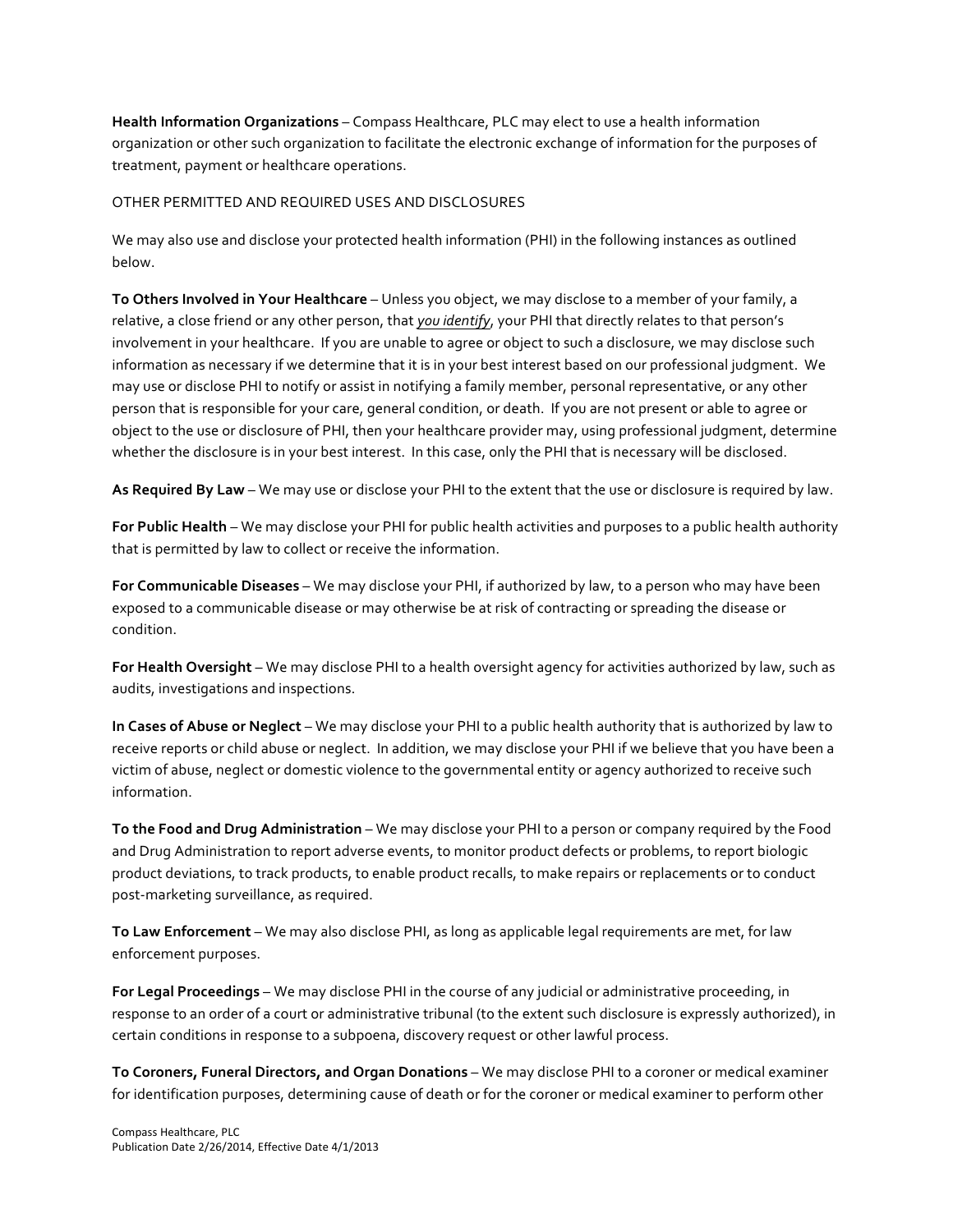**Health Information Organizations** – Compass Healthcare, PLC may elect to use a health information organization or other such organization to facilitate the electronic exchange of information for the purposes of treatment, payment or healthcare operations.

OTHER PERMITTED AND REQUIRED USES AND DISCLOSURES

We may also use and disclose your protected health information (PHI) in the following instances as outlined below.

**To Others Involved in Your Healthcare** – Unless you object, we may disclose to a member of your family, a relative, a close friend or any other person, that ***you identify***, your PHI that directly relates to that person's involvement in your healthcare. If you are unable to agree or object to such a disclosure, we may disclose such information as necessary if we determine that it is in your best interest based on our professional judgment. We may use or disclose PHI to notify or assist in notifying a family member, personal representative, or any other person that is responsible for your care, general condition, or death. If you are not present or able to agree or object to the use or disclosure of PHI, then your healthcare provider may, using professional judgment, determine whether the disclosure is in your best interest. In this case, only the PHI that is necessary will be disclosed.

**As Required By Law** – We may use or disclose your PHI to the extent that the use or disclosure is required by law.

**For Public Health** – We may disclose your PHI for public health activities and purposes to a public health authority that is permitted by law to collect or receive the information.

**For Communicable Diseases** – We may disclose your PHI, if authorized by law, to a person who may have been exposed to a communicable disease or may otherwise be at risk of contracting or spreading the disease or condition.

**For Health Oversight** – We may disclose PHI to a health oversight agency for activities authorized by law, such as audits, investigations and inspections.

**In Cases of Abuse or Neglect** – We may disclose your PHI to a public health authority that is authorized by law to receive reports or child abuse or neglect. In addition, we may disclose your PHI if we believe that you have been a victim of abuse, neglect or domestic violence to the governmental entity or agency authorized to receive such information.

**To the Food and Drug Administration** – We may disclose your PHI to a person or company required by the Food and Drug Administration to report adverse events, to monitor product defects or problems, to report biologic product deviations, to track products, to enable product recalls, to make repairs or replacements or to conduct post-marketing surveillance, as required.

**To Law Enforcement** – We may also disclose PHI, as long as applicable legal requirements are met, for law enforcement purposes.

**For Legal Proceedings** – We may disclose PHI in the course of any judicial or administrative proceeding, in response to an order of a court or administrative tribunal (to the extent such disclosure is expressly authorized), in certain conditions in response to a subpoena, discovery request or other lawful process.

**To Coroners, Funeral Directors, and Organ Donations** – We may disclose PHI to a coroner or medical examiner for identification purposes, determining cause of death or for the coroner or medical examiner to perform other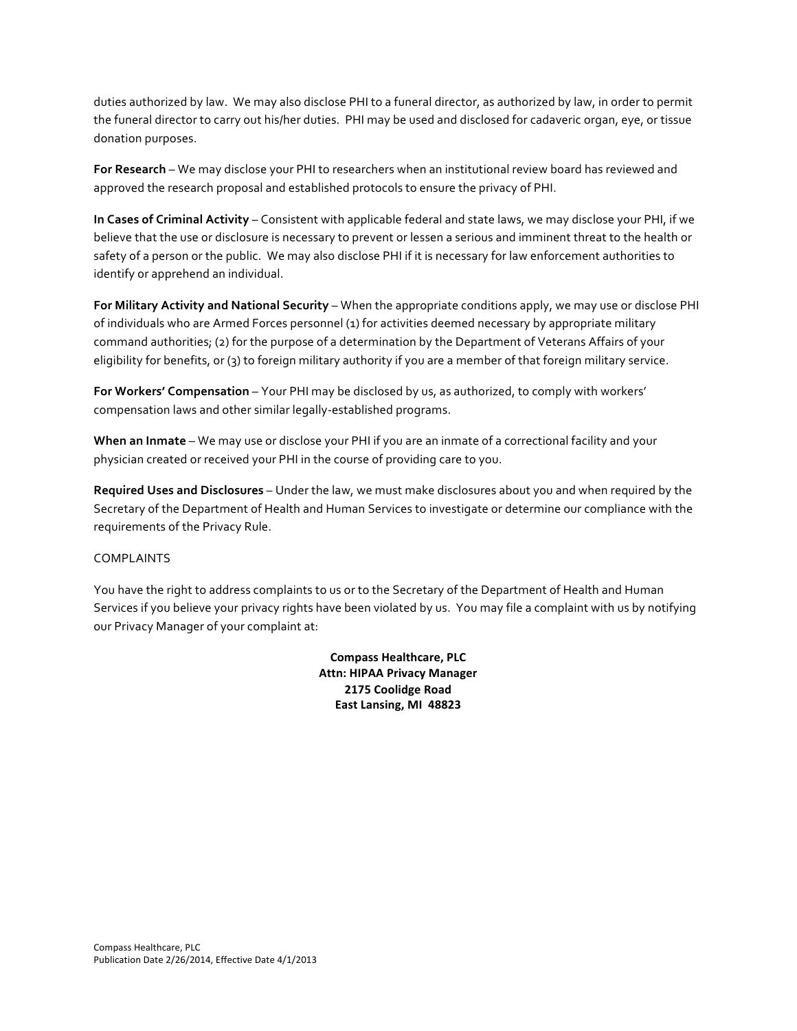duties authorized by law. We may also disclose PHI to a funeral director, as authorized by law, in order to permit the funeral director to carry out his/her duties. PHI may be used and disclosed for cadaveric organ, eye, or tissue donation purposes.

**For Research** – We may disclose your PHI to researchers when an institutional review board has reviewed and approved the research proposal and established protocols to ensure the privacy of PHI.

**In Cases of Criminal Activity** – Consistent with applicable federal and state laws, we may disclose your PHI, if we believe that the use or disclosure is necessary to prevent or lessen a serious and imminent threat to the health or safety of a person or the public. We may also disclose PHI if it is necessary for law enforcement authorities to identify or apprehend an individual.

**For Military Activity and National Security** – When the appropriate conditions apply, we may use or disclose PHI of individuals who are Armed Forces personnel (1) for activities deemed necessary by appropriate military command authorities; (2) for the purpose of a determination by the Department of Veterans Affairs of your eligibility for benefits, or (3) to foreign military authority if you are a member of that foreign military service.

**For Workers' Compensation** – Your PHI may be disclosed by us, as authorized, to comply with workers' compensation laws and other similar legally-established programs.

**When an Inmate** – We may use or disclose your PHI if you are an inmate of a correctional facility and your physician created or received your PHI in the course of providing care to you.

**Required Uses and Disclosures** – Under the law, we must make disclosures about you and when required by the Secretary of the Department of Health and Human Services to investigate or determine our compliance with the requirements of the Privacy Rule.

## COMPLAINTS

You have the right to address complaints to us or to the Secretary of the Department of Health and Human Services if you believe your privacy rights have been violated by us. You may file a complaint with us by notifying our Privacy Manager of your complaint at:

**Compass Healthcare, PLC**
**Attn: HIPAA Privacy Manager**
**2175 Coolidge Road**
**East Lansing, MI 48823**

Compass Healthcare, PLC
Publication Date 2/26/2014, Effective Date 4/1/2013